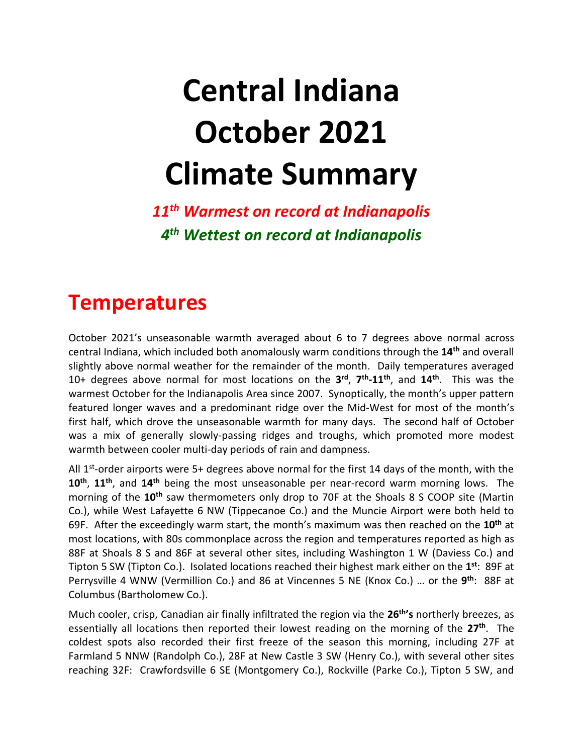# Central Indiana October 2021 Climate Summary

***11th Warmest on record at Indianapolis***

***4th Wettest on record at Indianapolis***

## Temperatures

October 2021's unseasonable warmth averaged about 6 to 7 degrees above normal across central Indiana, which included both anomalously warm conditions through the **14th** and overall slightly above normal weather for the remainder of the month. Daily temperatures averaged 10+ degrees above normal for most locations on the **3rd**, **7th-11th**, and **14th**. This was the warmest October for the Indianapolis Area since 2007. Synoptically, the month's upper pattern featured longer waves and a predominant ridge over the Mid-West for most of the month's first half, which drove the unseasonable warmth for many days. The second half of October was a mix of generally slowly-passing ridges and troughs, which promoted more modest warmth between cooler multi-day periods of rain and dampness.

All 1st-order airports were 5+ degrees above normal for the first 14 days of the month, with the **10th**, **11th**, and **14th** being the most unseasonable per near-record warm morning lows. The morning of the **10th** saw thermometers only drop to 70F at the Shoals 8 S COOP site (Martin Co.), while West Lafayette 6 NW (Tippecanoe Co.) and the Muncie Airport were both held to 69F. After the exceedingly warm start, the month's maximum was then reached on the **10th** at most locations, with 80s commonplace across the region and temperatures reported as high as 88F at Shoals 8 S and 86F at several other sites, including Washington 1 W (Daviess Co.) and Tipton 5 SW (Tipton Co.). Isolated locations reached their highest mark either on the **1st**: 89F at Perrysville 4 WNW (Vermillion Co.) and 86 at Vincennes 5 NE (Knox Co.) … or the **9th**: 88F at Columbus (Bartholomew Co.).

Much cooler, crisp, Canadian air finally infiltrated the region via the **26th's** northerly breezes, as essentially all locations then reported their lowest reading on the morning of the **27th**. The coldest spots also recorded their first freeze of the season this morning, including 27F at Farmland 5 NNW (Randolph Co.), 28F at New Castle 3 SW (Henry Co.), with several other sites reaching 32F: Crawfordsville 6 SE (Montgomery Co.), Rockville (Parke Co.), Tipton 5 SW, and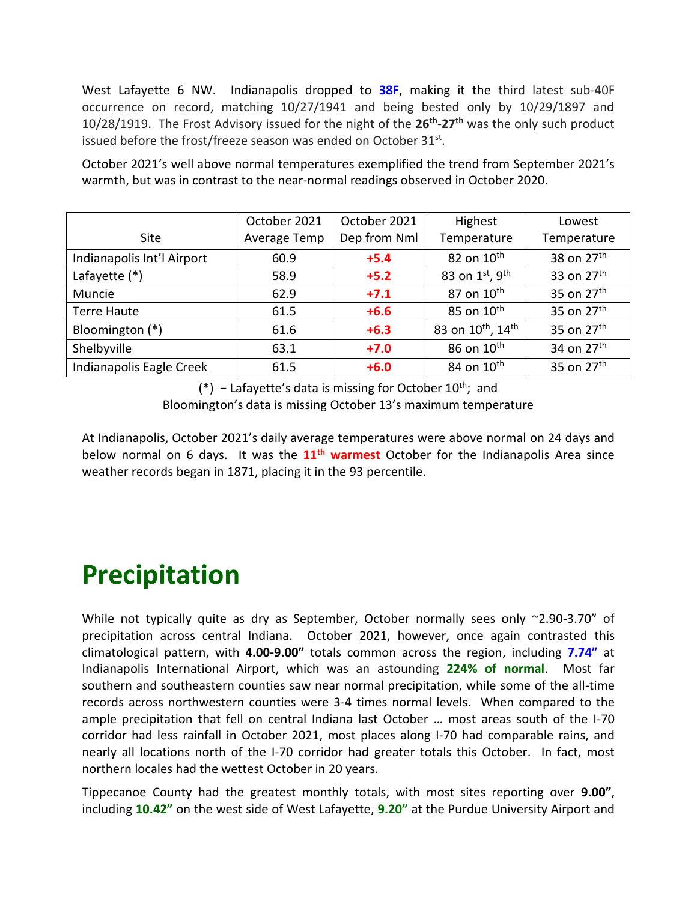West Lafayette 6 NW. Indianapolis dropped to **38F**, making it the third latest sub-40F occurrence on record, matching 10/27/1941 and being bested only by 10/29/1897 and 10/28/1919. The Frost Advisory issued for the night of the **26th-27th** was the only such product issued before the frost/freeze season was ended on October 31st.

October 2021's well above normal temperatures exemplified the trend from September 2021's warmth, but was in contrast to the near-normal readings observed in October 2020.

| Site | October 2021 Average Temp | October 2021 Dep from Nml | Highest Temperature | Lowest Temperature |
|---|---|---|---|---|
| Indianapolis Int'l Airport | 60.9 | **+5.4** | 82 on 10th | 38 on 27th |
| Lafayette (*) | 58.9 | **+5.2** | 83 on 1st, 9th | 33 on 27th |
| Muncie | 62.9 | **+7.1** | 87 on 10th | 35 on 27th |
| Terre Haute | 61.5 | **+6.6** | 85 on 10th | 35 on 27th |
| Bloomington (*) | 61.6 | **+6.3** | 83 on 10th, 14th | 35 on 27th |
| Shelbyville | 63.1 | **+7.0** | 86 on 10th | 34 on 27th |
| Indianapolis Eagle Creek | 61.5 | **+6.0** | 84 on 10th | 35 on 27th |

(*) – Lafayette's data is missing for October 10th; and
Bloomington's data is missing October 13's maximum temperature

At Indianapolis, October 2021's daily average temperatures were above normal on 24 days and below normal on 6 days. It was the **11th warmest** October for the Indianapolis Area since weather records began in 1871, placing it in the 93 percentile.

# Precipitation

While not typically quite as dry as September, October normally sees only ~2.90-3.70" of precipitation across central Indiana. October 2021, however, once again contrasted this climatological pattern, with **4.00-9.00"** totals common across the region, including **7.74"** at Indianapolis International Airport, which was an astounding **224% of normal**. Most far southern and southeastern counties saw near normal precipitation, while some of the all-time records across northwestern counties were 3-4 times normal levels. When compared to the ample precipitation that fell on central Indiana last October … most areas south of the I-70 corridor had less rainfall in October 2021, most places along I-70 had comparable rains, and nearly all locations north of the I-70 corridor had greater totals this October. In fact, most northern locales had the wettest October in 20 years.

Tippecanoe County had the greatest monthly totals, with most sites reporting over **9.00"**, including **10.42"** on the west side of West Lafayette, **9.20"** at the Purdue University Airport and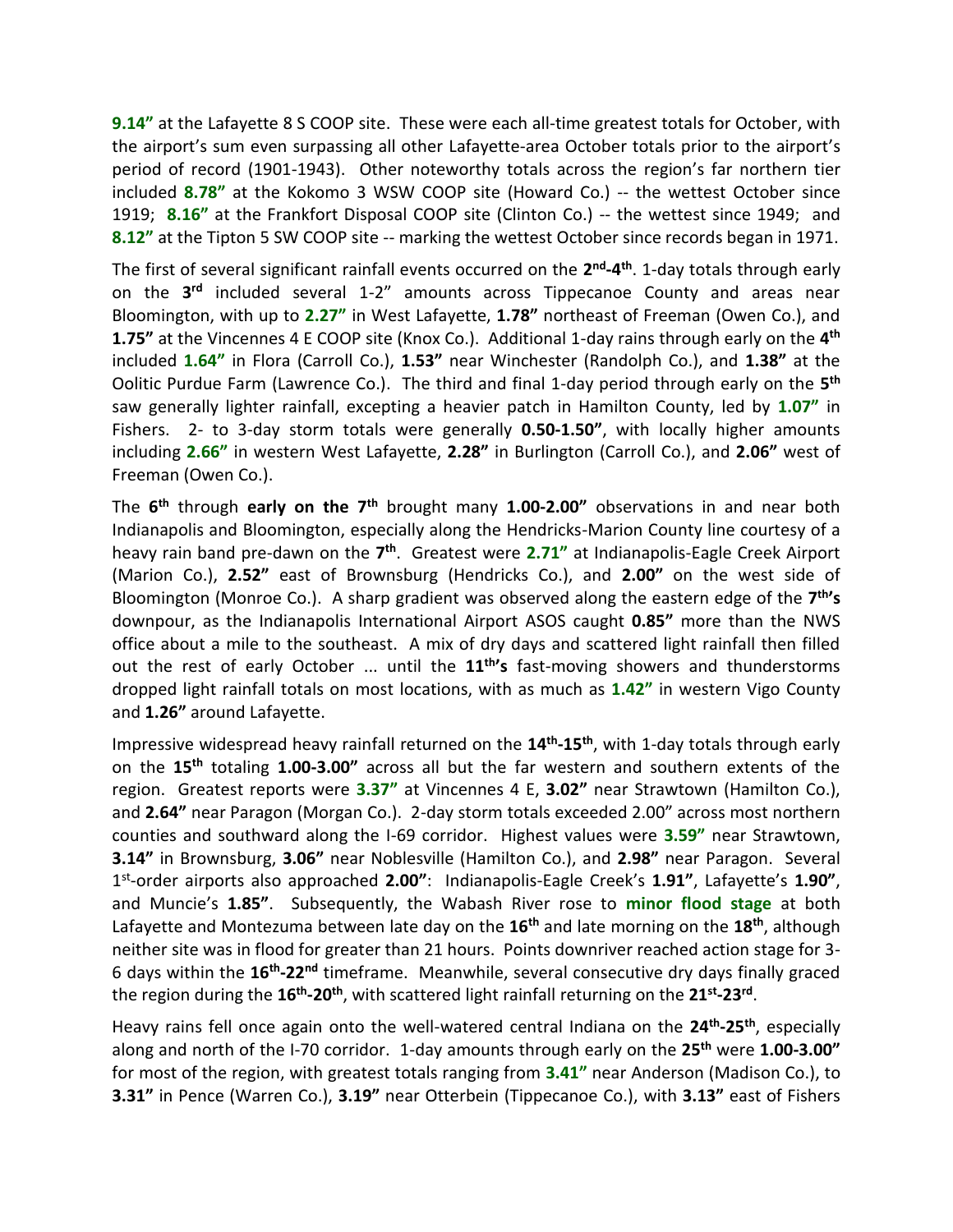**9.14"** at the Lafayette 8 S COOP site. These were each all-time greatest totals for October, with the airport's sum even surpassing all other Lafayette-area October totals prior to the airport's period of record (1901-1943). Other noteworthy totals across the region's far northern tier included **8.78"** at the Kokomo 3 WSW COOP site (Howard Co.) -- the wettest October since 1919; **8.16"** at the Frankfort Disposal COOP site (Clinton Co.) -- the wettest since 1949; and **8.12"** at the Tipton 5 SW COOP site -- marking the wettest October since records began in 1971.

The first of several significant rainfall events occurred on the **2nd-4th**. 1-day totals through early on the **3rd** included several 1-2" amounts across Tippecanoe County and areas near Bloomington, with up to **2.27"** in West Lafayette, **1.78"** northeast of Freeman (Owen Co.), and **1.75"** at the Vincennes 4 E COOP site (Knox Co.). Additional 1-day rains through early on the **4th** included **1.64"** in Flora (Carroll Co.), **1.53"** near Winchester (Randolph Co.), and **1.38"** at the Oolitic Purdue Farm (Lawrence Co.). The third and final 1-day period through early on the **5th** saw generally lighter rainfall, excepting a heavier patch in Hamilton County, led by **1.07"** in Fishers. 2- to 3-day storm totals were generally **0.50-1.50"**, with locally higher amounts including **2.66"** in western West Lafayette, **2.28"** in Burlington (Carroll Co.), and **2.06"** west of Freeman (Owen Co.).

The **6th** through **early on the 7th** brought many **1.00-2.00"** observations in and near both Indianapolis and Bloomington, especially along the Hendricks-Marion County line courtesy of a heavy rain band pre-dawn on the **7th**. Greatest were **2.71"** at Indianapolis-Eagle Creek Airport (Marion Co.), **2.52"** east of Brownsburg (Hendricks Co.), and **2.00"** on the west side of Bloomington (Monroe Co.). A sharp gradient was observed along the eastern edge of the **7th's** downpour, as the Indianapolis International Airport ASOS caught **0.85"** more than the NWS office about a mile to the southeast. A mix of dry days and scattered light rainfall then filled out the rest of early October ... until the **11th's** fast-moving showers and thunderstorms dropped light rainfall totals on most locations, with as much as **1.42"** in western Vigo County and **1.26"** around Lafayette.

Impressive widespread heavy rainfall returned on the **14th-15th**, with 1-day totals through early on the **15th** totaling **1.00-3.00"** across all but the far western and southern extents of the region. Greatest reports were **3.37"** at Vincennes 4 E, **3.02"** near Strawtown (Hamilton Co.), and **2.64"** near Paragon (Morgan Co.). 2-day storm totals exceeded 2.00" across most northern counties and southward along the I-69 corridor. Highest values were **3.59"** near Strawtown, **3.14"** in Brownsburg, **3.06"** near Noblesville (Hamilton Co.), and **2.98"** near Paragon. Several 1st-order airports also approached **2.00"**: Indianapolis-Eagle Creek's **1.91"**, Lafayette's **1.90"**, and Muncie's **1.85"**. Subsequently, the Wabash River rose to **minor flood stage** at both Lafayette and Montezuma between late day on the **16th** and late morning on the **18th**, although neither site was in flood for greater than 21 hours. Points downriver reached action stage for 3-6 days within the **16th-22nd** timeframe. Meanwhile, several consecutive dry days finally graced the region during the **16th-20th**, with scattered light rainfall returning on the **21st-23rd**.

Heavy rains fell once again onto the well-watered central Indiana on the **24th-25th**, especially along and north of the I-70 corridor. 1-day amounts through early on the **25th** were **1.00-3.00"** for most of the region, with greatest totals ranging from **3.41"** near Anderson (Madison Co.), to **3.31"** in Pence (Warren Co.), **3.19"** near Otterbein (Tippecanoe Co.), with **3.13"** east of Fishers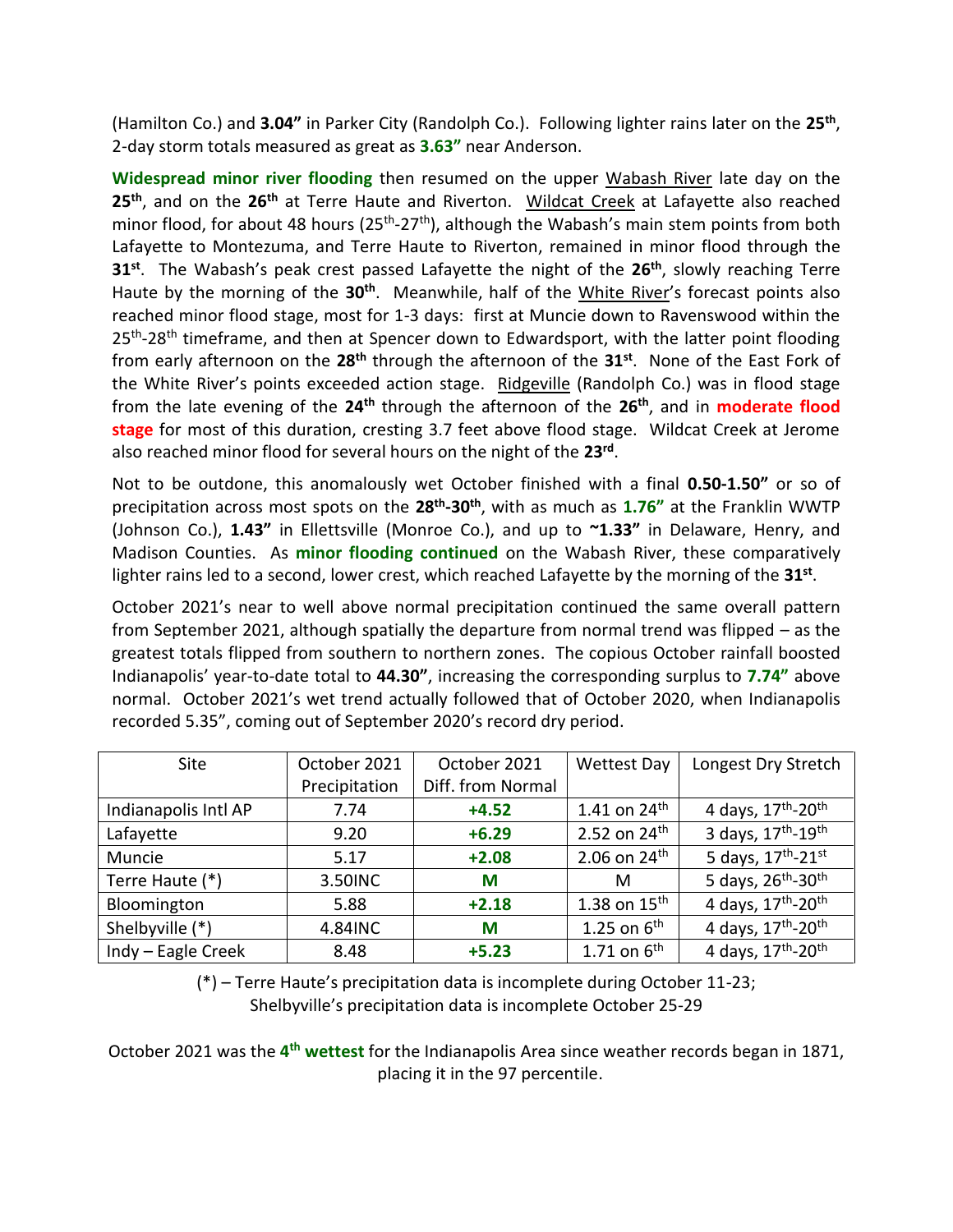(Hamilton Co.) and **3.04"** in Parker City (Randolph Co.). Following lighter rains later on the **25th**, 2-day storm totals measured as great as **3.63"** near Anderson.

**Widespread minor river flooding** then resumed on the upper Wabash River late day on the **25th**, and on the **26th** at Terre Haute and Riverton. Wildcat Creek at Lafayette also reached minor flood, for about 48 hours (25th-27th), although the Wabash's main stem points from both Lafayette to Montezuma, and Terre Haute to Riverton, remained in minor flood through the **31st**. The Wabash's peak crest passed Lafayette the night of the **26th**, slowly reaching Terre Haute by the morning of the **30th**. Meanwhile, half of the White River's forecast points also reached minor flood stage, most for 1-3 days: first at Muncie down to Ravenswood within the 25th-28th timeframe, and then at Spencer down to Edwardsport, with the latter point flooding from early afternoon on the **28th** through the afternoon of the **31st**. None of the East Fork of the White River's points exceeded action stage. Ridgeville (Randolph Co.) was in flood stage from the late evening of the **24th** through the afternoon of the **26th**, and in **moderate flood stage** for most of this duration, cresting 3.7 feet above flood stage. Wildcat Creek at Jerome also reached minor flood for several hours on the night of the **23rd**.

Not to be outdone, this anomalously wet October finished with a final **0.50-1.50"** or so of precipitation across most spots on the **28th-30th**, with as much as **1.76"** at the Franklin WWTP (Johnson Co.), **1.43"** in Ellettsville (Monroe Co.), and up to **~1.33"** in Delaware, Henry, and Madison Counties. As **minor flooding continued** on the Wabash River, these comparatively lighter rains led to a second, lower crest, which reached Lafayette by the morning of the **31st**.

October 2021's near to well above normal precipitation continued the same overall pattern from September 2021, although spatially the departure from normal trend was flipped – as the greatest totals flipped from southern to northern zones. The copious October rainfall boosted Indianapolis' year-to-date total to **44.30"**, increasing the corresponding surplus to **7.74"** above normal. October 2021's wet trend actually followed that of October 2020, when Indianapolis recorded 5.35", coming out of September 2020's record dry period.

| Site | October 2021 Precipitation | October 2021 Diff. from Normal | Wettest Day | Longest Dry Stretch |
|---|---|---|---|---|
| Indianapolis Intl AP | 7.74 | **+4.52** | 1.41 on 24th | 4 days, 17th-20th |
| Lafayette | 9.20 | **+6.29** | 2.52 on 24th | 3 days, 17th-19th |
| Muncie | 5.17 | **+2.08** | 2.06 on 24th | 5 days, 17th-21st |
| Terre Haute (*) | 3.50INC | **M** | M | 5 days, 26th-30th |
| Bloomington | 5.88 | **+2.18** | 1.38 on 15th | 4 days, 17th-20th |
| Shelbyville (*) | 4.84INC | **M** | 1.25 on 6th | 4 days, 17th-20th |
| Indy – Eagle Creek | 8.48 | **+5.23** | 1.71 on 6th | 4 days, 17th-20th |

(*) – Terre Haute's precipitation data is incomplete during October 11-23;
Shelbyville's precipitation data is incomplete October 25-29

October 2021 was the **4th wettest** for the Indianapolis Area since weather records began in 1871, placing it in the 97 percentile.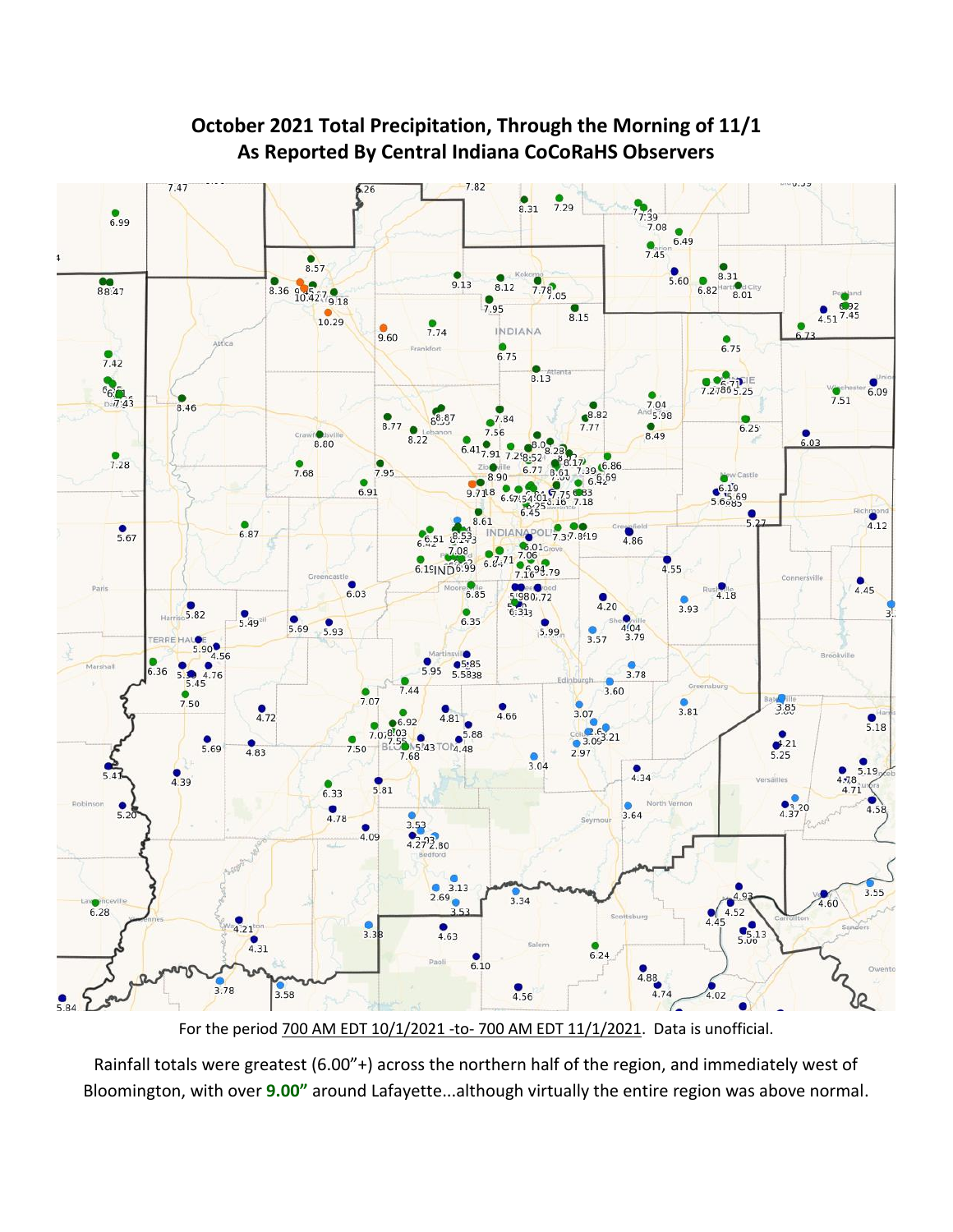## October 2021 Total Precipitation, Through the Morning of 11/1
## As Reported By Central Indiana CoCoRaHS Observers

For the period 700 AM EDT 10/1/2021 -to- 700 AM EDT 11/1/2021. Data is unofficial.

Rainfall totals were greatest (6.00"+) across the northern half of the region, and immediately west of Bloomington, with over **9.00"** around Lafayette...although virtually the entire region was above normal.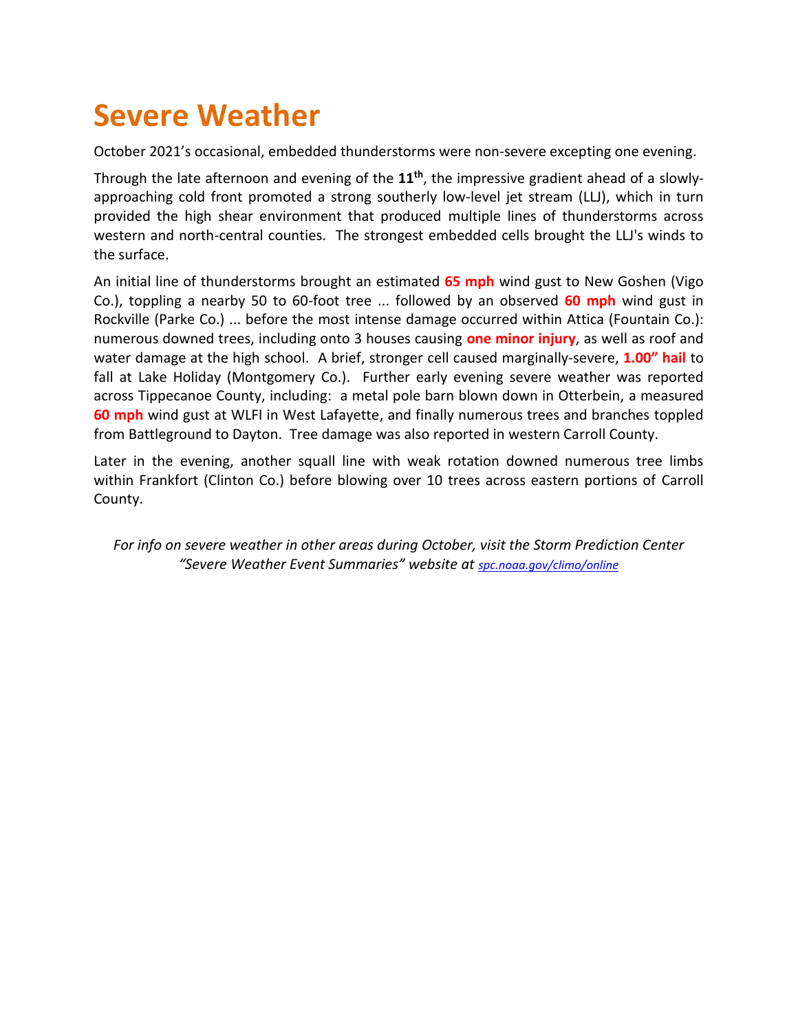# Severe Weather

October 2021's occasional, embedded thunderstorms were non-severe excepting one evening.

Through the late afternoon and evening of the **11th**, the impressive gradient ahead of a slowly-approaching cold front promoted a strong southerly low-level jet stream (LLJ), which in turn provided the high shear environment that produced multiple lines of thunderstorms across western and north-central counties. The strongest embedded cells brought the LLJ's winds to the surface.

An initial line of thunderstorms brought an estimated **65 mph** wind gust to New Goshen (Vigo Co.), toppling a nearby 50 to 60-foot tree ... followed by an observed **60 mph** wind gust in Rockville (Parke Co.) ... before the most intense damage occurred within Attica (Fountain Co.): numerous downed trees, including onto 3 houses causing **one minor injury**, as well as roof and water damage at the high school. A brief, stronger cell caused marginally-severe, **1.00" hail** to fall at Lake Holiday (Montgomery Co.). Further early evening severe weather was reported across Tippecanoe County, including: a metal pole barn blown down in Otterbein, a measured **60 mph** wind gust at WLFI in West Lafayette, and finally numerous trees and branches toppled from Battleground to Dayton. Tree damage was also reported in western Carroll County.

Later in the evening, another squall line with weak rotation downed numerous tree limbs within Frankfort (Clinton Co.) before blowing over 10 trees across eastern portions of Carroll County.

*For info on severe weather in other areas during October, visit the Storm Prediction Center "Severe Weather Event Summaries" website at [spc.noaa.gov/climo/online](spc.noaa.gov/climo/online)*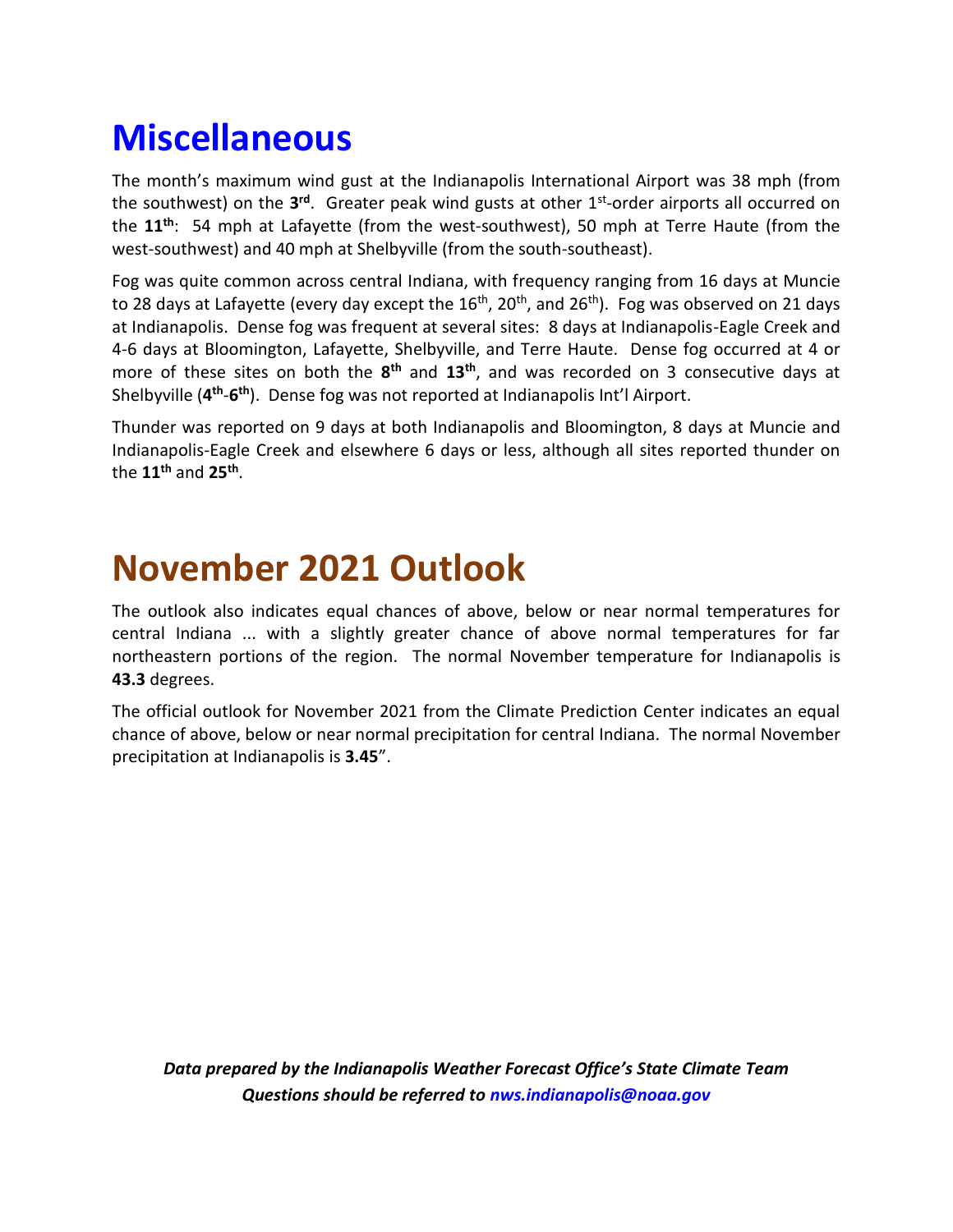# Miscellaneous

The month's maximum wind gust at the Indianapolis International Airport was 38 mph (from the southwest) on the **3rd**. Greater peak wind gusts at other 1st-order airports all occurred on the **11th**: 54 mph at Lafayette (from the west-southwest), 50 mph at Terre Haute (from the west-southwest) and 40 mph at Shelbyville (from the south-southeast).

Fog was quite common across central Indiana, with frequency ranging from 16 days at Muncie to 28 days at Lafayette (every day except the 16th, 20th, and 26th). Fog was observed on 21 days at Indianapolis. Dense fog was frequent at several sites: 8 days at Indianapolis-Eagle Creek and 4-6 days at Bloomington, Lafayette, Shelbyville, and Terre Haute. Dense fog occurred at 4 or more of these sites on both the **8th** and **13th**, and was recorded on 3 consecutive days at Shelbyville (**4th**-**6th**). Dense fog was not reported at Indianapolis Int'l Airport.

Thunder was reported on 9 days at both Indianapolis and Bloomington, 8 days at Muncie and Indianapolis-Eagle Creek and elsewhere 6 days or less, although all sites reported thunder on the **11th** and **25th**.

# November 2021 Outlook

The outlook also indicates equal chances of above, below or near normal temperatures for central Indiana ... with a slightly greater chance of above normal temperatures for far northeastern portions of the region. The normal November temperature for Indianapolis is **43.3** degrees.

The official outlook for November 2021 from the Climate Prediction Center indicates an equal chance of above, below or near normal precipitation for central Indiana. The normal November precipitation at Indianapolis is **3.45**".

***Data prepared by the Indianapolis Weather Forecast Office's State Climate Team***
***Questions should be referred to nws.indianapolis@noaa.gov***